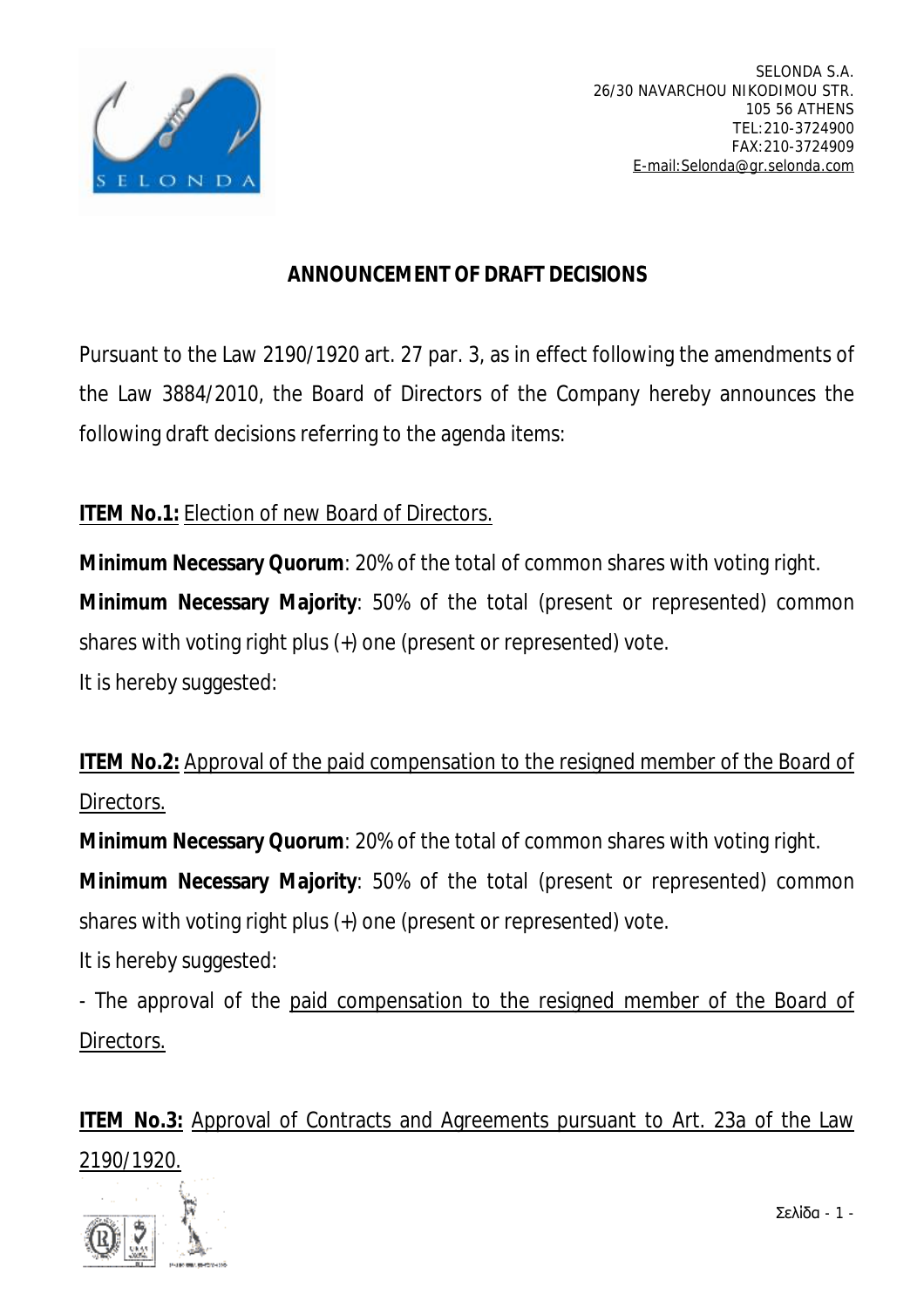SELONDA S.A.
26/30 NAVARCHOU NIKODIMOU STR.
105 56 ATHENS
TEL:210-3724900
FAX:210-3724909
E-mail:Selonda@gr.selonda.com

# ANNOUNCEMENT OF DRAFT DECISIONS

Pursuant to the Law 2190/1920 art. 27 par. 3, as in effect following the amendments of the Law 3884/2010, the Board of Directors of the Company hereby announces the following draft decisions referring to the agenda items:

**ITEM No.1:** Election of new Board of Directors.

**Minimum Necessary Quorum**: 20% of the total of common shares with voting right.
**Minimum Necessary Majority**: 50% of the total (present or represented) common shares with voting right plus (+) one (present or represented) vote.
It is hereby suggested:

**ITEM No.2:** Approval of the paid compensation to the resigned member of the Board of Directors.

**Minimum Necessary Quorum**: 20% of the total of common shares with voting right.
**Minimum Necessary Majority**: 50% of the total (present or represented) common shares with voting right plus (+) one (present or represented) vote.
It is hereby suggested:

- The approval of the paid compensation to the resigned member of the Board of Directors.

**ITEM No.3:** Approval of Contracts and Agreements pursuant to Art. 23a of the Law 2190/1920.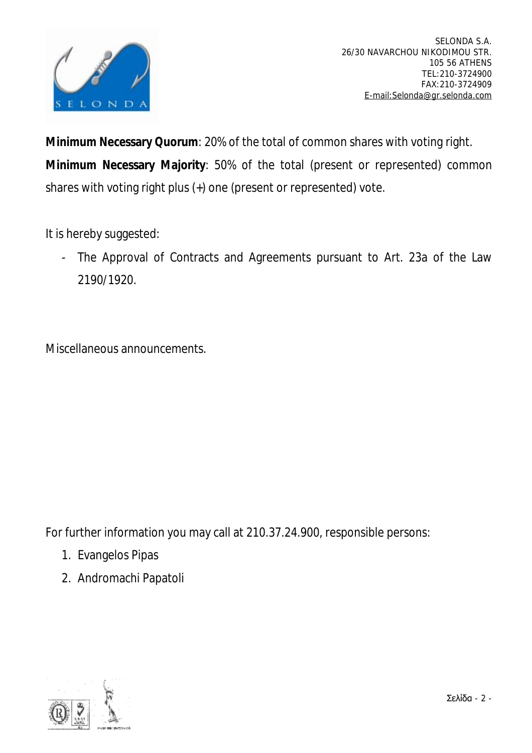**Minimum Necessary Quorum**: 20% of the total of common shares with voting right.

**Minimum Necessary Majority**: 50% of the total (present or represented) common shares with voting right plus (+) one (present or represented) vote.

It is hereby suggested:

- The Approval of Contracts and Agreements pursuant to Art. 23a of the Law 2190/1920.

Miscellaneous announcements.

For further information you may call at 210.37.24.900, responsible persons:

1. Evangelos Pipas
2. Andromachi Papatoli